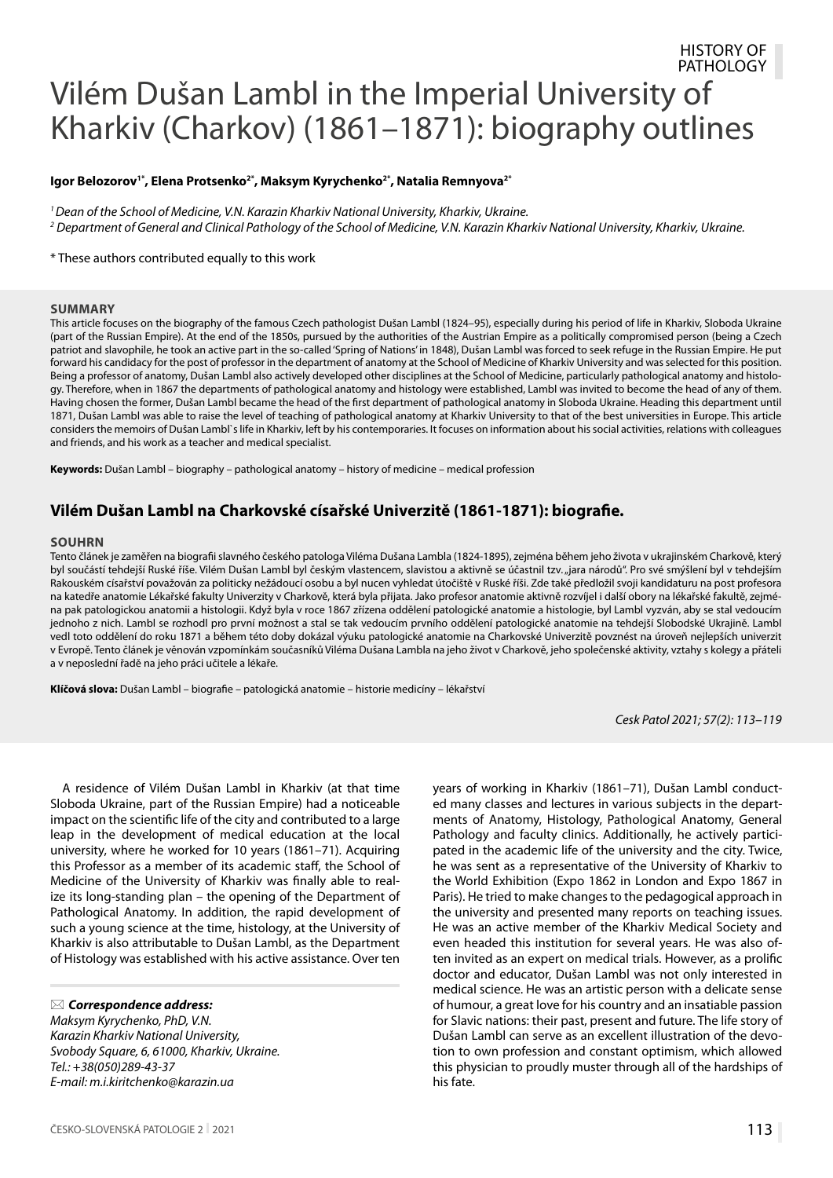HISTORY OF PATHOLOGY

# Vilém Dušan Lambl in the Imperial University of Kharkiv (Charkov) (1861–1871): biography outlines

**Igor Belozorov[1*], Elena Protsenko[2*], Maksym Kyrychenko[2*], Natalia Remnyova[2*]**

*[1] Dean of the School of Medicine, V.N. Karazin Kharkiv National University, Kharkiv, Ukraine.*
*[2] Department of General and Clinical Pathology of the School of Medicine, V.N. Karazin Kharkiv National University, Kharkiv, Ukraine.*

* These authors contributed equally to this work

## SUMMARY

This article focuses on the biography of the famous Czech pathologist Dušan Lambl (1824–95), especially during his period of life in Kharkiv, Sloboda Ukraine (part of the Russian Empire). At the end of the 1850s, pursued by the authorities of the Austrian Empire as a politically compromised person (being a Czech patriot and slavophile, he took an active part in the so-called 'Spring of Nations' in 1848), Dušan Lambl was forced to seek refuge in the Russian Empire. He put forward his candidacy for the post of professor in the department of anatomy at the School of Medicine of Kharkiv University and was selected for this position. Being a professor of anatomy, Dušan Lambl also actively developed other disciplines at the School of Medicine, particularly pathological anatomy and histology. Therefore, when in 1867 the departments of pathological anatomy and histology were established, Lambl was invited to become the head of any of them. Having chosen the former, Dušan Lambl became the head of the first department of pathological anatomy in Sloboda Ukraine. Heading this department until 1871, Dušan Lambl was able to raise the level of teaching of pathological anatomy at Kharkiv University to that of the best universities in Europe. This article considers the memoirs of Dušan Lambl`s life in Kharkiv, left by his contemporaries. It focuses on information about his social activities, relations with colleagues and friends, and his work as a teacher and medical specialist.

**Keywords:** Dušan Lambl – biography – pathological anatomy – history of medicine – medical profession

## Vilém Dušan Lambl na Charkovské císařské Univerzitě (1861-1871): biografie.

## SOUHRN

Tento článek je zaměřen na biografii slavného českého patologa Viléma Dušana Lambla (1824-1895), zejména během jeho života v ukrajinském Charkově, který byl součástí tehdejší Ruské říše. Vilém Dušan Lambl byl českým vlastencem, slavistou a aktivně se účastnil tzv. „jara národů". Pro své smýšlení byl v tehdejším Rakouském císařství považován za politicky nežádoucí osobu a byl nucen vyhledat útočiště v Ruské říši. Zde také předložil svoji kandidaturu na post profesora na katedře anatomie Lékařské fakulty Univerzity v Charkově, která byla přijata. Jako profesor anatomie aktivně rozvíjel i další obory na lékařské fakultě, zejména pak patologickou anatomii a histologii. Když byla v roce 1867 zřízena oddělení patologické anatomie a histologie, byl Lambl vyzván, aby se stal vedoucím jednoho z nich. Lambl se rozhodl pro první možnost a stal se tak vedoucím prvního oddělení patologické anatomie na tehdejší Slobodské Ukrajině. Lambl vedl toto oddělení do roku 1871 a během této doby dokázal výuku patologické anatomie na Charkovské Univerzitě povznést na úroveň nejlepších univerzit v Evropě. Tento článek je věnován vzpomínkám současníků Viléma Dušana Lambla na jeho život v Charkově, jeho společenské aktivity, vztahy s kolegy a přáteli a v neposlední řadě na jeho práci učitele a lékaře.

**Klíčová slova:** Dušan Lambl – biografie – patologická anatomie – historie medicíny – lékařství

*Cesk Patol 2021; 57(2): 113–119*

A residence of Vilém Dušan Lambl in Kharkiv (at that time Sloboda Ukraine, part of the Russian Empire) had a noticeable impact on the scientific life of the city and contributed to a large leap in the development of medical education at the local university, where he worked for 10 years (1861–71). Acquiring this Professor as a member of its academic staff, the School of Medicine of the University of Kharkiv was finally able to realize its long-standing plan – the opening of the Department of Pathological Anatomy. In addition, the rapid development of such a young science at the time, histology, at the University of Kharkiv is also attributable to Dušan Lambl, as the Department of Histology was established with his active assistance. Over ten years of working in Kharkiv (1861–71), Dušan Lambl conducted many classes and lectures in various subjects in the departments of Anatomy, Histology, Pathological Anatomy, General Pathology and faculty clinics. Additionally, he actively participated in the academic life of the university and the city. Twice, he was sent as a representative of the University of Kharkiv to the World Exhibition (Expo 1862 in London and Expo 1867 in Paris). He tried to make changes to the pedagogical approach in the university and presented many reports on teaching issues. He was an active member of the Kharkiv Medical Society and even headed this institution for several years. He was also often invited as an expert on medical trials. However, as a prolific doctor and educator, Dušan Lambl was not only interested in medical science. He was an artistic person with a delicate sense of humour, a great love for his country and an insatiable passion for Slavic nations: their past, present and future. The life story of Dušan Lambl can serve as an excellent illustration of the devotion to own profession and constant optimism, which allowed this physician to proudly muster through all of the hardships of his fate.

✉ ***Correspondence address:***
*Maksym Kyrychenko, PhD, V.N. Karazin Kharkiv National University,*
*Svobody Square, 6, 61000, Kharkiv, Ukraine.*
*Tel.: +38(050)289-43-37*
*E-mail: m.i.kiritchenko@karazin.ua*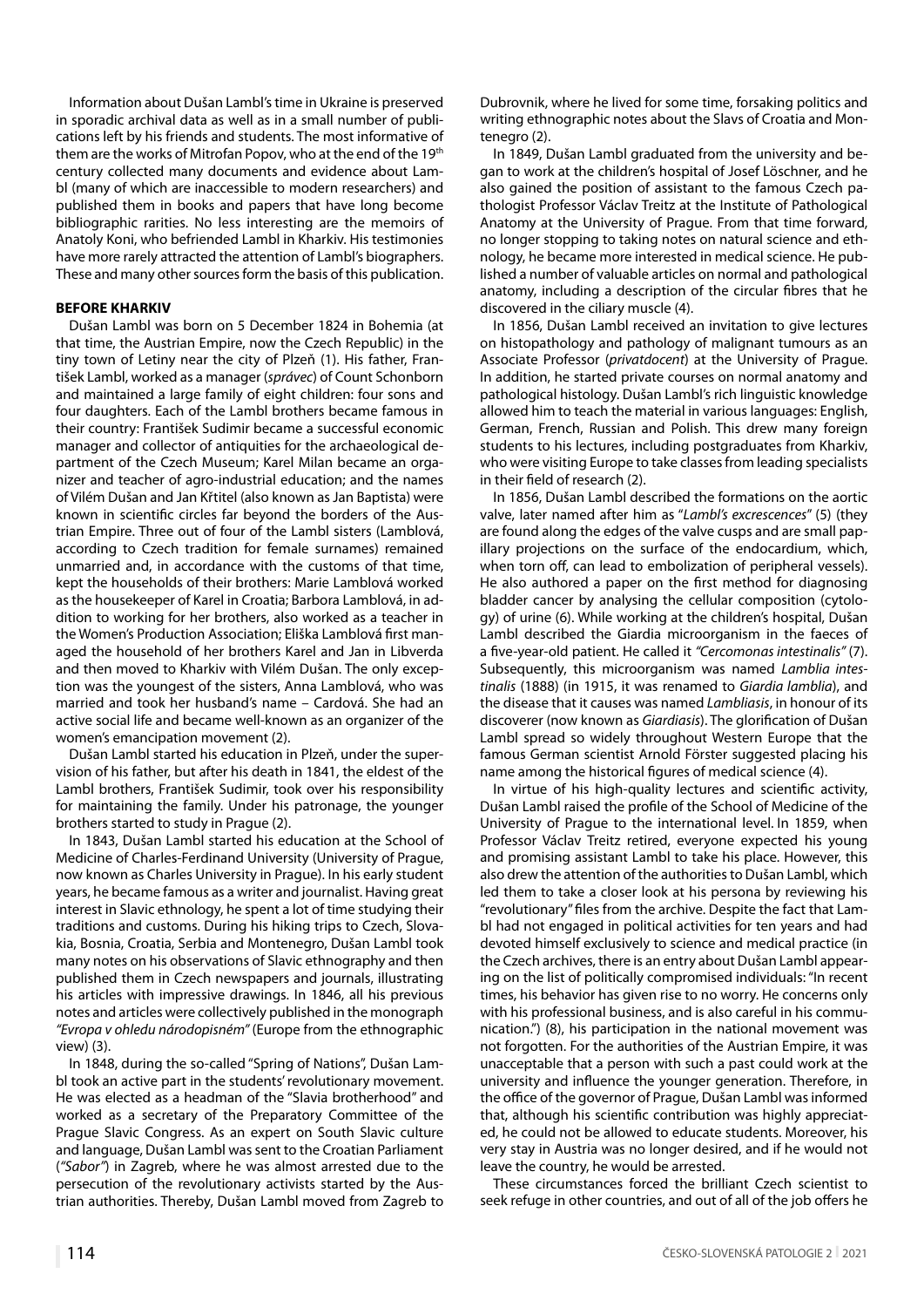Information about Dušan Lambl's time in Ukraine is preserved in sporadic archival data as well as in a small number of publications left by his friends and students. The most informative of them are the works of Mitrofan Popov, who at the end of the 19th century collected many documents and evidence about Lambl (many of which are inaccessible to modern researchers) and published them in books and papers that have long become bibliographic rarities. No less interesting are the memoirs of Anatoly Koni, who befriended Lambl in Kharkiv. His testimonies have more rarely attracted the attention of Lambl's biographers. These and many other sources form the basis of this publication.

## BEFORE KHARKIV

Dušan Lambl was born on 5 December 1824 in Bohemia (at that time, the Austrian Empire, now the Czech Republic) in the tiny town of Letiny near the city of Plzeň (1). His father, František Lambl, worked as a manager (*správec*) of Count Schonborn and maintained a large family of eight children: four sons and four daughters. Each of the Lambl brothers became famous in their country: František Sudimir became a successful economic manager and collector of antiquities for the archaeological department of the Czech Museum; Karel Milan became an organizer and teacher of agro-industrial education; and the names of Vilém Dušan and Jan Křtitel (also known as Jan Baptista) were known in scientific circles far beyond the borders of the Austrian Empire. Three out of four of the Lambl sisters (Lamblová, according to Czech tradition for female surnames) remained unmarried and, in accordance with the customs of that time, kept the households of their brothers: Marie Lamblová worked as the housekeeper of Karel in Croatia; Barbora Lamblová, in addition to working for her brothers, also worked as a teacher in the Women's Production Association; Eliška Lamblová first managed the household of her brothers Karel and Jan in Libverda and then moved to Kharkiv with Vilém Dušan. The only exception was the youngest of the sisters, Anna Lamblová, who was married and took her husband's name – Cardová. She had an active social life and became well-known as an organizer of the women's emancipation movement (2).

Dušan Lambl started his education in Plzeň, under the supervision of his father, but after his death in 1841, the eldest of the Lambl brothers, František Sudimir, took over his responsibility for maintaining the family. Under his patronage, the younger brothers started to study in Prague (2).

In 1843, Dušan Lambl started his education at the School of Medicine of Charles-Ferdinand University (University of Prague, now known as Charles University in Prague). In his early student years, he became famous as a writer and journalist. Having great interest in Slavic ethnology, he spent a lot of time studying their traditions and customs. During his hiking trips to Czech, Slovakia, Bosnia, Croatia, Serbia and Montenegro, Dušan Lambl took many notes on his observations of Slavic ethnography and then published them in Czech newspapers and journals, illustrating his articles with impressive drawings. In 1846, all his previous notes and articles were collectively published in the monograph *"Evropa v ohledu národopisném"* (Europe from the ethnographic view) (3).

In 1848, during the so-called "Spring of Nations", Dušan Lambl took an active part in the students' revolutionary movement. He was elected as a headman of the "Slavia brotherhood" and worked as a secretary of the Preparatory Committee of the Prague Slavic Congress. As an expert on South Slavic culture and language, Dušan Lambl was sent to the Croatian Parliament (*"Sabor"*) in Zagreb, where he was almost arrested due to the persecution of the revolutionary activists started by the Austrian authorities. Thereby, Dušan Lambl moved from Zagreb to Dubrovnik, where he lived for some time, forsaking politics and writing ethnographic notes about the Slavs of Croatia and Montenegro (2).

In 1849, Dušan Lambl graduated from the university and began to work at the children's hospital of Josef Löschner, and he also gained the position of assistant to the famous Czech pathologist Professor Václav Treitz at the Institute of Pathological Anatomy at the University of Prague. From that time forward, no longer stopping to taking notes on natural science and ethnology, he became more interested in medical science. He published a number of valuable articles on normal and pathological anatomy, including a description of the circular fibres that he discovered in the ciliary muscle (4).

In 1856, Dušan Lambl received an invitation to give lectures on histopathology and pathology of malignant tumours as an Associate Professor (*privatdocent*) at the University of Prague. In addition, he started private courses on normal anatomy and pathological histology. Dušan Lambl's rich linguistic knowledge allowed him to teach the material in various languages: English, German, French, Russian and Polish. This drew many foreign students to his lectures, including postgraduates from Kharkiv, who were visiting Europe to take classes from leading specialists in their field of research (2).

In 1856, Dušan Lambl described the formations on the aortic valve, later named after him as "*Lambl's excrescences*" (5) (they are found along the edges of the valve cusps and are small papillary projections on the surface of the endocardium, which, when torn off, can lead to embolization of peripheral vessels). He also authored a paper on the first method for diagnosing bladder cancer by analysing the cellular composition (cytology) of urine (6). While working at the children's hospital, Dušan Lambl described the Giardia microorganism in the faeces of a five-year-old patient. He called it *"Cercomonas intestinalis"* (7). Subsequently, this microorganism was named *Lamblia intestinalis* (1888) (in 1915, it was renamed to *Giardia lamblia*), and the disease that it causes was named *Lambliasis*, in honour of its discoverer (now known as *Giardiasis*). The glorification of Dušan Lambl spread so widely throughout Western Europe that the famous German scientist Arnold Förster suggested placing his name among the historical figures of medical science (4).

In virtue of his high-quality lectures and scientific activity, Dušan Lambl raised the profile of the School of Medicine of the University of Prague to the international level. In 1859, when Professor Václav Treitz retired, everyone expected his young and promising assistant Lambl to take his place. However, this also drew the attention of the authorities to Dušan Lambl, which led them to take a closer look at his persona by reviewing his "revolutionary" files from the archive. Despite the fact that Lambl had not engaged in political activities for ten years and had devoted himself exclusively to science and medical practice (in the Czech archives, there is an entry about Dušan Lambl appearing on the list of politically compromised individuals: "In recent times, his behavior has given rise to no worry. He concerns only with his professional business, and is also careful in his communication.") (8), his participation in the national movement was not forgotten. For the authorities of the Austrian Empire, it was unacceptable that a person with such a past could work at the university and influence the younger generation. Therefore, in the office of the governor of Prague, Dušan Lambl was informed that, although his scientific contribution was highly appreciated, he could not be allowed to educate students. Moreover, his very stay in Austria was no longer desired, and if he would not leave the country, he would be arrested.

These circumstances forced the brilliant Czech scientist to seek refuge in other countries, and out of all of the job offers he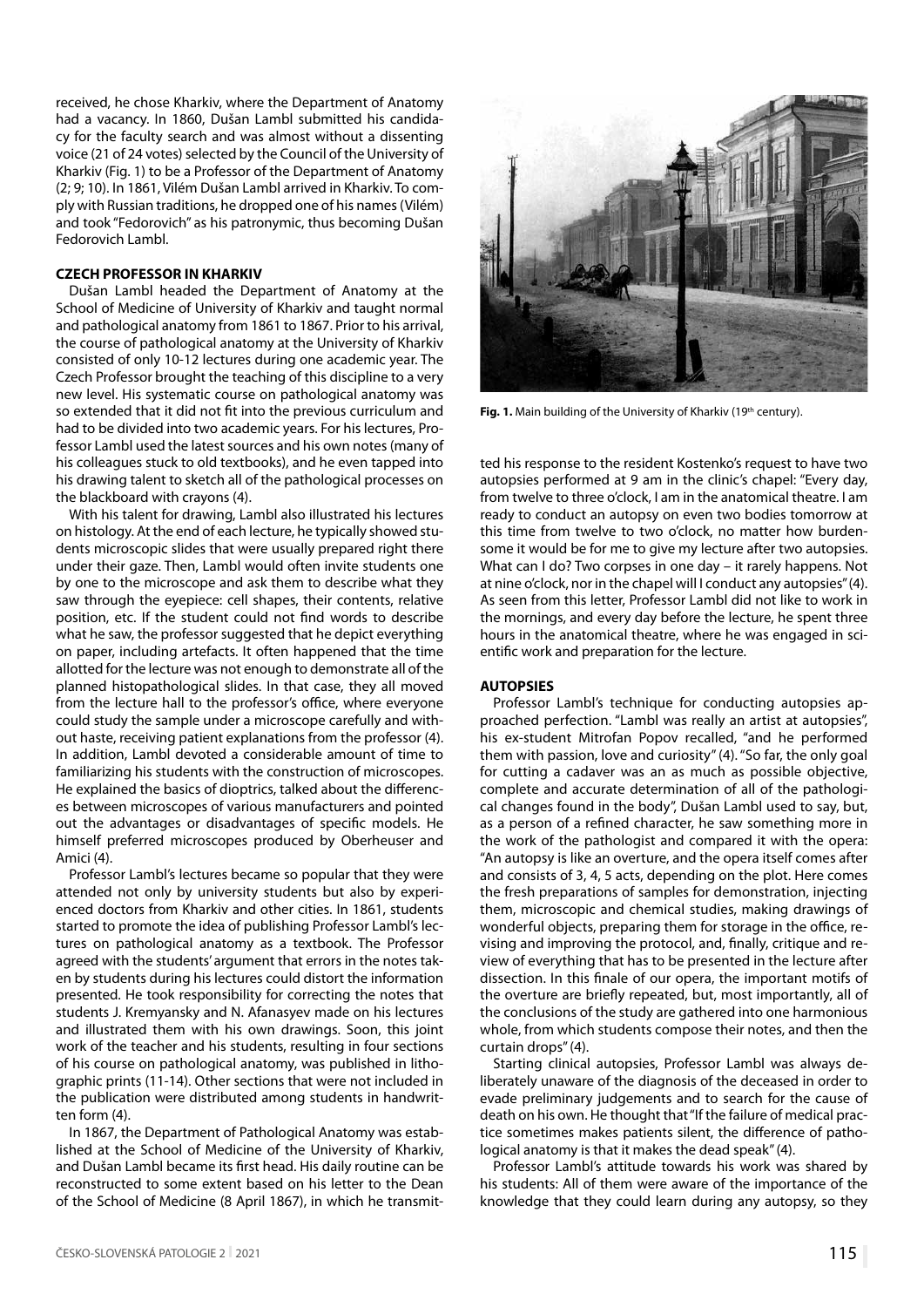received, he chose Kharkiv, where the Department of Anatomy had a vacancy. In 1860, Dušan Lambl submitted his candidacy for the faculty search and was almost without a dissenting voice (21 of 24 votes) selected by the Council of the University of Kharkiv (Fig. 1) to be a Professor of the Department of Anatomy (2; 9; 10). In 1861, Vilém Dušan Lambl arrived in Kharkiv. To comply with Russian traditions, he dropped one of his names (Vilém) and took "Fedorovich" as his patronymic, thus becoming Dušan Fedorovich Lambl.

## CZECH PROFESSOR IN KHARKIV

Dušan Lambl headed the Department of Anatomy at the School of Medicine of University of Kharkiv and taught normal and pathological anatomy from 1861 to 1867. Prior to his arrival, the course of pathological anatomy at the University of Kharkiv consisted of only 10-12 lectures during one academic year. The Czech Professor brought the teaching of this discipline to a very new level. His systematic course on pathological anatomy was so extended that it did not fit into the previous curriculum and had to be divided into two academic years. For his lectures, Professor Lambl used the latest sources and his own notes (many of his colleagues stuck to old textbooks), and he even tapped into his drawing talent to sketch all of the pathological processes on the blackboard with crayons (4).

With his talent for drawing, Lambl also illustrated his lectures on histology. At the end of each lecture, he typically showed students microscopic slides that were usually prepared right there under their gaze. Then, Lambl would often invite students one by one to the microscope and ask them to describe what they saw through the eyepiece: cell shapes, their contents, relative position, etc. If the student could not find words to describe what he saw, the professor suggested that he depict everything on paper, including artefacts. It often happened that the time allotted for the lecture was not enough to demonstrate all of the planned histopathological slides. In that case, they all moved from the lecture hall to the professor's office, where everyone could study the sample under a microscope carefully and without haste, receiving patient explanations from the professor (4). In addition, Lambl devoted a considerable amount of time to familiarizing his students with the construction of microscopes. He explained the basics of dioptrics, talked about the differences between microscopes of various manufacturers and pointed out the advantages or disadvantages of specific models. He himself preferred microscopes produced by Oberheuser and Amici (4).

Professor Lambl's lectures became so popular that they were attended not only by university students but also by experienced doctors from Kharkiv and other cities. In 1861, students started to promote the idea of publishing Professor Lambl's lectures on pathological anatomy as a textbook. The Professor agreed with the students' argument that errors in the notes taken by students during his lectures could distort the information presented. He took responsibility for correcting the notes that students J. Kremyansky and N. Afanasyev made on his lectures and illustrated them with his own drawings. Soon, this joint work of the teacher and his students, resulting in four sections of his course on pathological anatomy, was published in lithographic prints (11-14). Other sections that were not included in the publication were distributed among students in handwritten form (4).

In 1867, the Department of Pathological Anatomy was established at the School of Medicine of the University of Kharkiv, and Dušan Lambl became its first head. His daily routine can be reconstructed to some extent based on his letter to the Dean of the School of Medicine (8 April 1867), in which he transmitted his response to the resident Kostenko's request to have two autopsies performed at 9 am in the clinic's chapel: "Every day, from twelve to three o'clock, I am in the anatomical theatre. I am ready to conduct an autopsy on even two bodies tomorrow at this time from twelve to two o'clock, no matter how burdensome it would be for me to give my lecture after two autopsies. What can I do? Two corpses in one day – it rarely happens. Not at nine o'clock, nor in the chapel will I conduct any autopsies" (4). As seen from this letter, Professor Lambl did not like to work in the mornings, and every day before the lecture, he spent three hours in the anatomical theatre, where he was engaged in scientific work and preparation for the lecture.

**Fig. 1.** Main building of the University of Kharkiv (19th century).

## AUTOPSIES

Professor Lambl's technique for conducting autopsies approached perfection. "Lambl was really an artist at autopsies", his ex-student Mitrofan Popov recalled, "and he performed them with passion, love and curiosity" (4). "So far, the only goal for cutting a cadaver was an as much as possible objective, complete and accurate determination of all of the pathological changes found in the body", Dušan Lambl used to say, but, as a person of a refined character, he saw something more in the work of the pathologist and compared it with the opera: "An autopsy is like an overture, and the opera itself comes after and consists of 3, 4, 5 acts, depending on the plot. Here comes the fresh preparations of samples for demonstration, injecting them, microscopic and chemical studies, making drawings of wonderful objects, preparing them for storage in the office, revising and improving the protocol, and, finally, critique and review of everything that has to be presented in the lecture after dissection. In this finale of our opera, the important motifs of the overture are briefly repeated, but, most importantly, all of the conclusions of the study are gathered into one harmonious whole, from which students compose their notes, and then the curtain drops" (4).

Starting clinical autopsies, Professor Lambl was always deliberately unaware of the diagnosis of the deceased in order to evade preliminary judgements and to search for the cause of death on his own. He thought that "If the failure of medical practice sometimes makes patients silent, the difference of pathological anatomy is that it makes the dead speak" (4).

Professor Lambl's attitude towards his work was shared by his students: All of them were aware of the importance of the knowledge that they could learn during any autopsy, so they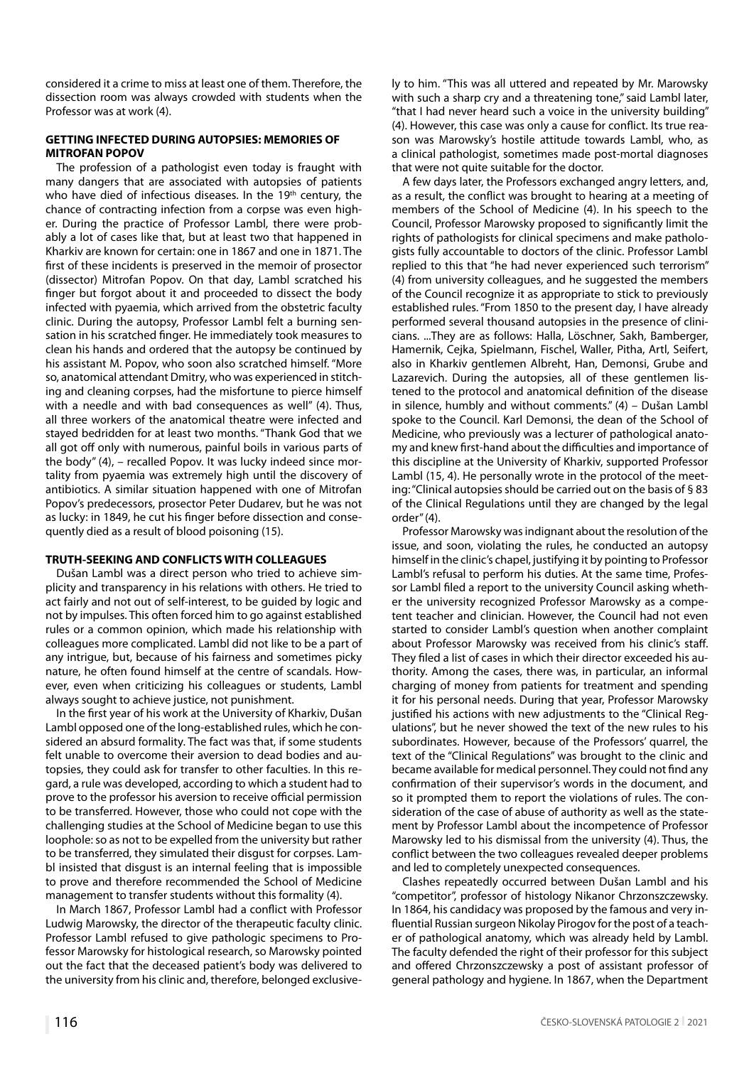considered it a crime to miss at least one of them. Therefore, the dissection room was always crowded with students when the Professor was at work (4).

## GETTING INFECTED DURING AUTOPSIES: MEMORIES OF MITROFAN POPOV

The profession of a pathologist even today is fraught with many dangers that are associated with autopsies of patients who have died of infectious diseases. In the 19th century, the chance of contracting infection from a corpse was even higher. During the practice of Professor Lambl, there were probably a lot of cases like that, but at least two that happened in Kharkiv are known for certain: one in 1867 and one in 1871. The first of these incidents is preserved in the memoir of prosector (dissector) Mitrofan Popov. On that day, Lambl scratched his finger but forgot about it and proceeded to dissect the body infected with pyaemia, which arrived from the obstetric faculty clinic. During the autopsy, Professor Lambl felt a burning sensation in his scratched finger. He immediately took measures to clean his hands and ordered that the autopsy be continued by his assistant M. Popov, who soon also scratched himself. "More so, anatomical attendant Dmitry, who was experienced in stitching and cleaning corpses, had the misfortune to pierce himself with a needle and with bad consequences as well" (4). Thus, all three workers of the anatomical theatre were infected and stayed bedridden for at least two months. "Thank God that we all got off only with numerous, painful boils in various parts of the body" (4), – recalled Popov. It was lucky indeed since mortality from pyaemia was extremely high until the discovery of antibiotics. A similar situation happened with one of Mitrofan Popov's predecessors, prosector Peter Dudarev, but he was not as lucky: in 1849, he cut his finger before dissection and consequently died as a result of blood poisoning (15).

## TRUTH-SEEKING AND CONFLICTS WITH COLLEAGUES

Dušan Lambl was a direct person who tried to achieve simplicity and transparency in his relations with others. He tried to act fairly and not out of self-interest, to be guided by logic and not by impulses. This often forced him to go against established rules or a common opinion, which made his relationship with colleagues more complicated. Lambl did not like to be a part of any intrigue, but, because of his fairness and sometimes picky nature, he often found himself at the centre of scandals. However, even when criticizing his colleagues or students, Lambl always sought to achieve justice, not punishment.

In the first year of his work at the University of Kharkiv, Dušan Lambl opposed one of the long-established rules, which he considered an absurd formality. The fact was that, if some students felt unable to overcome their aversion to dead bodies and autopsies, they could ask for transfer to other faculties. In this regard, a rule was developed, according to which a student had to prove to the professor his aversion to receive official permission to be transferred. However, those who could not cope with the challenging studies at the School of Medicine began to use this loophole: so as not to be expelled from the university but rather to be transferred, they simulated their disgust for corpses. Lambl insisted that disgust is an internal feeling that is impossible to prove and therefore recommended the School of Medicine management to transfer students without this formality (4).

In March 1867, Professor Lambl had a conflict with Professor Ludwig Marowsky, the director of the therapeutic faculty clinic. Professor Lambl refused to give pathologic specimens to Professor Marowsky for histological research, so Marowsky pointed out the fact that the deceased patient's body was delivered to the university from his clinic and, therefore, belonged exclusively to him. "This was all uttered and repeated by Mr. Marowsky with such a sharp cry and a threatening tone," said Lambl later, "that I had never heard such a voice in the university building" (4). However, this case was only a cause for conflict. Its true reason was Marowsky's hostile attitude towards Lambl, who, as a clinical pathologist, sometimes made post-mortal diagnoses that were not quite suitable for the doctor.

A few days later, the Professors exchanged angry letters, and, as a result, the conflict was brought to hearing at a meeting of members of the School of Medicine (4). In his speech to the Council, Professor Marowsky proposed to significantly limit the rights of pathologists for clinical specimens and make pathologists fully accountable to doctors of the clinic. Professor Lambl replied to this that "he had never experienced such terrorism" (4) from university colleagues, and he suggested the members of the Council recognize it as appropriate to stick to previously established rules. "From 1850 to the present day, I have already performed several thousand autopsies in the presence of clinicians. ...They are as follows: Halla, Löschner, Sakh, Bamberger, Hamernik, Cejka, Spielmann, Fischel, Waller, Pitha, Artl, Seifert, also in Kharkiv gentlemen Albreht, Han, Demonsi, Grube and Lazarevich. During the autopsies, all of these gentlemen listened to the protocol and anatomical definition of the disease in silence, humbly and without comments." (4) – Dušan Lambl spoke to the Council. Karl Demonsi, the dean of the School of Medicine, who previously was a lecturer of pathological anatomy and knew first-hand about the difficulties and importance of this discipline at the University of Kharkiv, supported Professor Lambl (15, 4). He personally wrote in the protocol of the meeting: "Clinical autopsies should be carried out on the basis of § 83 of the Clinical Regulations until they are changed by the legal order" (4).

Professor Marowsky was indignant about the resolution of the issue, and soon, violating the rules, he conducted an autopsy himself in the clinic's chapel, justifying it by pointing to Professor Lambl's refusal to perform his duties. At the same time, Professor Lambl filed a report to the university Council asking whether the university recognized Professor Marowsky as a competent teacher and clinician. However, the Council had not even started to consider Lambl's question when another complaint about Professor Marowsky was received from his clinic's staff. They filed a list of cases in which their director exceeded his authority. Among the cases, there was, in particular, an informal charging of money from patients for treatment and spending it for his personal needs. During that year, Professor Marowsky justified his actions with new adjustments to the "Clinical Regulations", but he never showed the text of the new rules to his subordinates. However, because of the Professors' quarrel, the text of the "Clinical Regulations" was brought to the clinic and became available for medical personnel. They could not find any confirmation of their supervisor's words in the document, and so it prompted them to report the violations of rules. The consideration of the case of abuse of authority as well as the statement by Professor Lambl about the incompetence of Professor Marowsky led to his dismissal from the university (4). Thus, the conflict between the two colleagues revealed deeper problems and led to completely unexpected consequences.

Clashes repeatedly occurred between Dušan Lambl and his "competitor", professor of histology Nikanor Chrzonszczewsky. In 1864, his candidacy was proposed by the famous and very influential Russian surgeon Nikolay Pirogov for the post of a teacher of pathological anatomy, which was already held by Lambl. The faculty defended the right of their professor for this subject and offered Chrzonszczewsky a post of assistant professor of general pathology and hygiene. In 1867, when the Department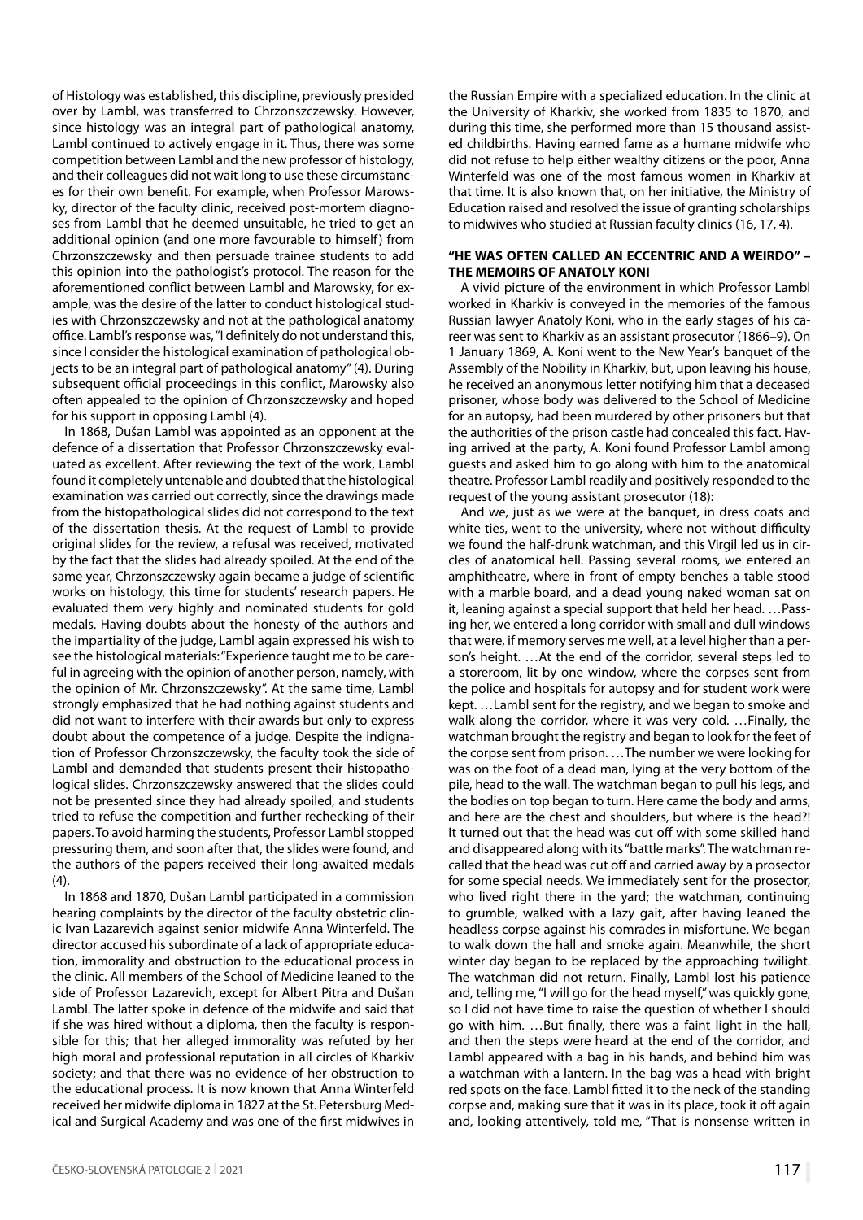of Histology was established, this discipline, previously presided over by Lambl, was transferred to Chrzonszczewsky. However, since histology was an integral part of pathological anatomy, Lambl continued to actively engage in it. Thus, there was some competition between Lambl and the new professor of histology, and their colleagues did not wait long to use these circumstances for their own benefit. For example, when Professor Marowsky, director of the faculty clinic, received post-mortem diagnoses from Lambl that he deemed unsuitable, he tried to get an additional opinion (and one more favourable to himself) from Chrzonszczewsky and then persuade trainee students to add this opinion into the pathologist's protocol. The reason for the aforementioned conflict between Lambl and Marowsky, for example, was the desire of the latter to conduct histological studies with Chrzonszczewsky and not at the pathological anatomy office. Lambl's response was, "I definitely do not understand this, since I consider the histological examination of pathological objects to be an integral part of pathological anatomy" (4). During subsequent official proceedings in this conflict, Marowsky also often appealed to the opinion of Chrzonszczewsky and hoped for his support in opposing Lambl (4).

In 1868, Dušan Lambl was appointed as an opponent at the defence of a dissertation that Professor Chrzonszczewsky evaluated as excellent. After reviewing the text of the work, Lambl found it completely untenable and doubted that the histological examination was carried out correctly, since the drawings made from the histopathological slides did not correspond to the text of the dissertation thesis. At the request of Lambl to provide original slides for the review, a refusal was received, motivated by the fact that the slides had already spoiled. At the end of the same year, Chrzonszczewsky again became a judge of scientific works on histology, this time for students' research papers. He evaluated them very highly and nominated students for gold medals. Having doubts about the honesty of the authors and the impartiality of the judge, Lambl again expressed his wish to see the histological materials: "Experience taught me to be careful in agreeing with the opinion of another person, namely, with the opinion of Mr. Chrzonszczewsky". At the same time, Lambl strongly emphasized that he had nothing against students and did not want to interfere with their awards but only to express doubt about the competence of a judge. Despite the indignation of Professor Chrzonszczewsky, the faculty took the side of Lambl and demanded that students present their histopathological slides. Chrzonszczewsky answered that the slides could not be presented since they had already spoiled, and students tried to refuse the competition and further rechecking of their papers. To avoid harming the students, Professor Lambl stopped pressuring them, and soon after that, the slides were found, and the authors of the papers received their long-awaited medals (4).

In 1868 and 1870, Dušan Lambl participated in a commission hearing complaints by the director of the faculty obstetric clinic Ivan Lazarevich against senior midwife Anna Winterfeld. The director accused his subordinate of a lack of appropriate education, immorality and obstruction to the educational process in the clinic. All members of the School of Medicine leaned to the side of Professor Lazarevich, except for Albert Pitra and Dušan Lambl. The latter spoke in defence of the midwife and said that if she was hired without a diploma, then the faculty is responsible for this; that her alleged immorality was refuted by her high moral and professional reputation in all circles of Kharkiv society; and that there was no evidence of her obstruction to the educational process. It is now known that Anna Winterfeld received her midwife diploma in 1827 at the St. Petersburg Medical and Surgical Academy and was one of the first midwives in the Russian Empire with a specialized education. In the clinic at the University of Kharkiv, she worked from 1835 to 1870, and during this time, she performed more than 15 thousand assisted childbirths. Having earned fame as a humane midwife who did not refuse to help either wealthy citizens or the poor, Anna Winterfeld was one of the most famous women in Kharkiv at that time. It is also known that, on her initiative, the Ministry of Education raised and resolved the issue of granting scholarships to midwives who studied at Russian faculty clinics (16, 17, 4).

### "HE WAS OFTEN CALLED AN ECCENTRIC AND A WEIRDO" – THE MEMOIRS OF ANATOLY KONI

A vivid picture of the environment in which Professor Lambl worked in Kharkiv is conveyed in the memories of the famous Russian lawyer Anatoly Koni, who in the early stages of his career was sent to Kharkiv as an assistant prosecutor (1866–9). On 1 January 1869, A. Koni went to the New Year's banquet of the Assembly of the Nobility in Kharkiv, but, upon leaving his house, he received an anonymous letter notifying him that a deceased prisoner, whose body was delivered to the School of Medicine for an autopsy, had been murdered by other prisoners but that the authorities of the prison castle had concealed this fact. Having arrived at the party, A. Koni found Professor Lambl among guests and asked him to go along with him to the anatomical theatre. Professor Lambl readily and positively responded to the request of the young assistant prosecutor (18):

And we, just as we were at the banquet, in dress coats and white ties, went to the university, where not without difficulty we found the half-drunk watchman, and this Virgil led us in circles of anatomical hell. Passing several rooms, we entered an amphitheatre, where in front of empty benches a table stood with a marble board, and a dead young naked woman sat on it, leaning against a special support that held her head. …Passing her, we entered a long corridor with small and dull windows that were, if memory serves me well, at a level higher than a person's height. …At the end of the corridor, several steps led to a storeroom, lit by one window, where the corpses sent from the police and hospitals for autopsy and for student work were kept. …Lambl sent for the registry, and we began to smoke and walk along the corridor, where it was very cold. …Finally, the watchman brought the registry and began to look for the feet of the corpse sent from prison. …The number we were looking for was on the foot of a dead man, lying at the very bottom of the pile, head to the wall. The watchman began to pull his legs, and the bodies on top began to turn. Here came the body and arms, and here are the chest and shoulders, but where is the head?! It turned out that the head was cut off with some skilled hand and disappeared along with its "battle marks". The watchman recalled that the head was cut off and carried away by a prosector for some special needs. We immediately sent for the prosector, who lived right there in the yard; the watchman, continuing to grumble, walked with a lazy gait, after having leaned the headless corpse against his comrades in misfortune. We began to walk down the hall and smoke again. Meanwhile, the short winter day began to be replaced by the approaching twilight. The watchman did not return. Finally, Lambl lost his patience and, telling me, "I will go for the head myself," was quickly gone, so I did not have time to raise the question of whether I should go with him. …But finally, there was a faint light in the hall, and then the steps were heard at the end of the corridor, and Lambl appeared with a bag in his hands, and behind him was a watchman with a lantern. In the bag was a head with bright red spots on the face. Lambl fitted it to the neck of the standing corpse and, making sure that it was in its place, took it off again and, looking attentively, told me, "That is nonsense written in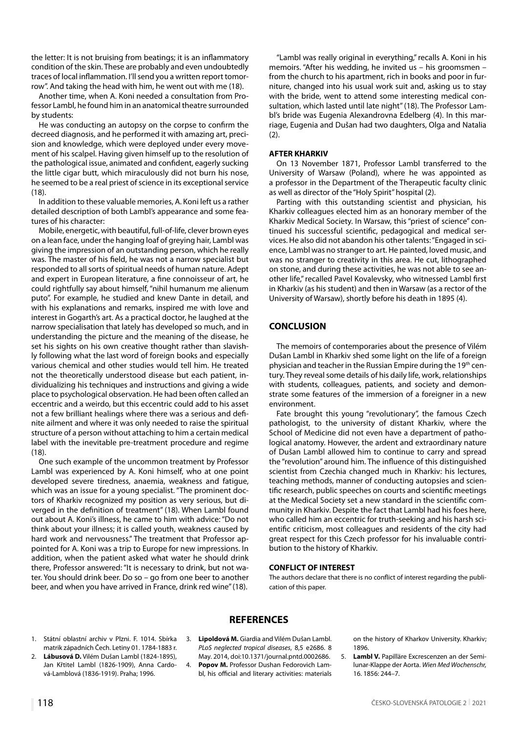the letter: It is not bruising from beatings; it is an inflammatory condition of the skin. These are probably and even undoubtedly traces of local inflammation. I'll send you a written report tomorrow". And taking the head with him, he went out with me (18).

Another time, when A. Koni needed a consultation from Professor Lambl, he found him in an anatomical theatre surrounded by students:

He was conducting an autopsy on the corpse to confirm the decreed diagnosis, and he performed it with amazing art, precision and knowledge, which were deployed under every movement of his scalpel. Having given himself up to the resolution of the pathological issue, animated and confident, eagerly sucking the little cigar butt, which miraculously did not burn his nose, he seemed to be a real priest of science in its exceptional service (18).

In addition to these valuable memories, A. Koni left us a rather detailed description of both Lambl's appearance and some features of his character:

Mobile, energetic, with beautiful, full-of-life, clever brown eyes on a lean face, under the hanging loaf of greying hair, Lambl was giving the impression of an outstanding person, which he really was. The master of his field, he was not a narrow specialist but responded to all sorts of spiritual needs of human nature. Adept and expert in European literature, a fine connoisseur of art, he could rightfully say about himself, "nihil humanum me alienum puto". For example, he studied and knew Dante in detail, and with his explanations and remarks, inspired me with love and interest in Gogarth's art. As a practical doctor, he laughed at the narrow specialisation that lately has developed so much, and in understanding the picture and the meaning of the disease, he set his sights on his own creative thought rather than slavishly following what the last word of foreign books and especially various chemical and other studies would tell him. He treated not the theoretically understood disease but each patient, individualizing his techniques and instructions and giving a wide place to psychological observation. He had been often called an eccentric and a weirdo, but this eccentric could add to his asset not a few brilliant healings where there was a serious and definite ailment and where it was only needed to raise the spiritual structure of a person without attaching to him a certain medical label with the inevitable pre-treatment procedure and regime (18).

One such example of the uncommon treatment by Professor Lambl was experienced by A. Koni himself, who at one point developed severe tiredness, anaemia, weakness and fatigue, which was an issue for a young specialist. "The prominent doctors of Kharkiv recognized my position as very serious, but diverged in the definition of treatment" (18). When Lambl found out about A. Koni's illness, he came to him with advice: "Do not think about your illness; it is called youth, weakness caused by hard work and nervousness." The treatment that Professor appointed for A. Koni was a trip to Europe for new impressions. In addition, when the patient asked what water he should drink there, Professor answered: "It is necessary to drink, but not water. You should drink beer. Do so – go from one beer to another beer, and when you have arrived in France, drink red wine" (18).

"Lambl was really original in everything," recalls A. Koni in his memoirs. "After his wedding, he invited us – his groomsmen – from the church to his apartment, rich in books and poor in furniture, changed into his usual work suit and, asking us to stay with the bride, went to attend some interesting medical consultation, which lasted until late night" (18). The Professor Lambl's bride was Eugenia Alexandrovna Edelberg (4). In this marriage, Eugenia and Dušan had two daughters, Olga and Natalia (2).

#### AFTER KHARKIV

On 13 November 1871, Professor Lambl transferred to the University of Warsaw (Poland), where he was appointed as a professor in the Department of the Therapeutic faculty clinic as well as director of the "Holy Spirit" hospital (2).

Parting with this outstanding scientist and physician, his Kharkiv colleagues elected him as an honorary member of the Kharkiv Medical Society. In Warsaw, this "priest of science" continued his successful scientific, pedagogical and medical services. He also did not abandon his other talents: "Engaged in science, Lambl was no stranger to art. He painted, loved music, and was no stranger to creativity in this area. He cut, lithographed on stone, and during these activities, he was not able to see another life," recalled Pavel Kovalevsky, who witnessed Lambl first in Kharkiv (as his student) and then in Warsaw (as a rector of the University of Warsaw), shortly before his death in 1895 (4).

## CONCLUSION

The memoirs of contemporaries about the presence of Vilém Dušan Lambl in Kharkiv shed some light on the life of a foreign physician and teacher in the Russian Empire during the 19th century. They reveal some details of his daily life, work, relationships with students, colleagues, patients, and society and demonstrate some features of the immersion of a foreigner in a new environment.

Fate brought this young "revolutionary", the famous Czech pathologist, to the university of distant Kharkiv, where the School of Medicine did not even have a department of pathological anatomy. However, the ardent and extraordinary nature of Dušan Lambl allowed him to continue to carry and spread the "revolution" around him. The influence of this distinguished scientist from Czechia changed much in Kharkiv: his lectures, teaching methods, manner of conducting autopsies and scientific research, public speeches on courts and scientific meetings at the Medical Society set a new standard in the scientific community in Kharkiv. Despite the fact that Lambl had his foes here, who called him an eccentric for truth-seeking and his harsh scientific criticism, most colleagues and residents of the city had great respect for this Czech professor for his invaluable contribution to the history of Kharkiv.

#### CONFLICT OF INTEREST

The authors declare that there is no conflict of interest regarding the publication of this paper.

## REFERENCES

1. Státní oblastní archiv v Plzni. F. 1014. Sbírka matrik západních Čech. Letiny 01. 1784-1883 r.
2. **Lábusová D.** Vilém Dušan Lambl (1824-1895), Jan Křtitel Lambl (1826-1909), Anna Cardová-Lamblová (1836-1919). Praha; 1996.
3. **Lipoldová M.** Giardia and Vilém Dušan Lambl. *PLoS neglected tropical diseases*, 8,5 e2686. 8 May. 2014, doi:10.1371/journal.pntd.0002686.
4. **Popov M.** Professor Dushan Fedorovich Lambl, his official and literary activities: materials on the history of Kharkov University. Kharkiv; 1896.
5. **Lambl V.** Papilläre Excrescenzen an der Semilunar-Klappe der Aorta. *Wien Med Wochenschr,* 16. 1856: 244–7.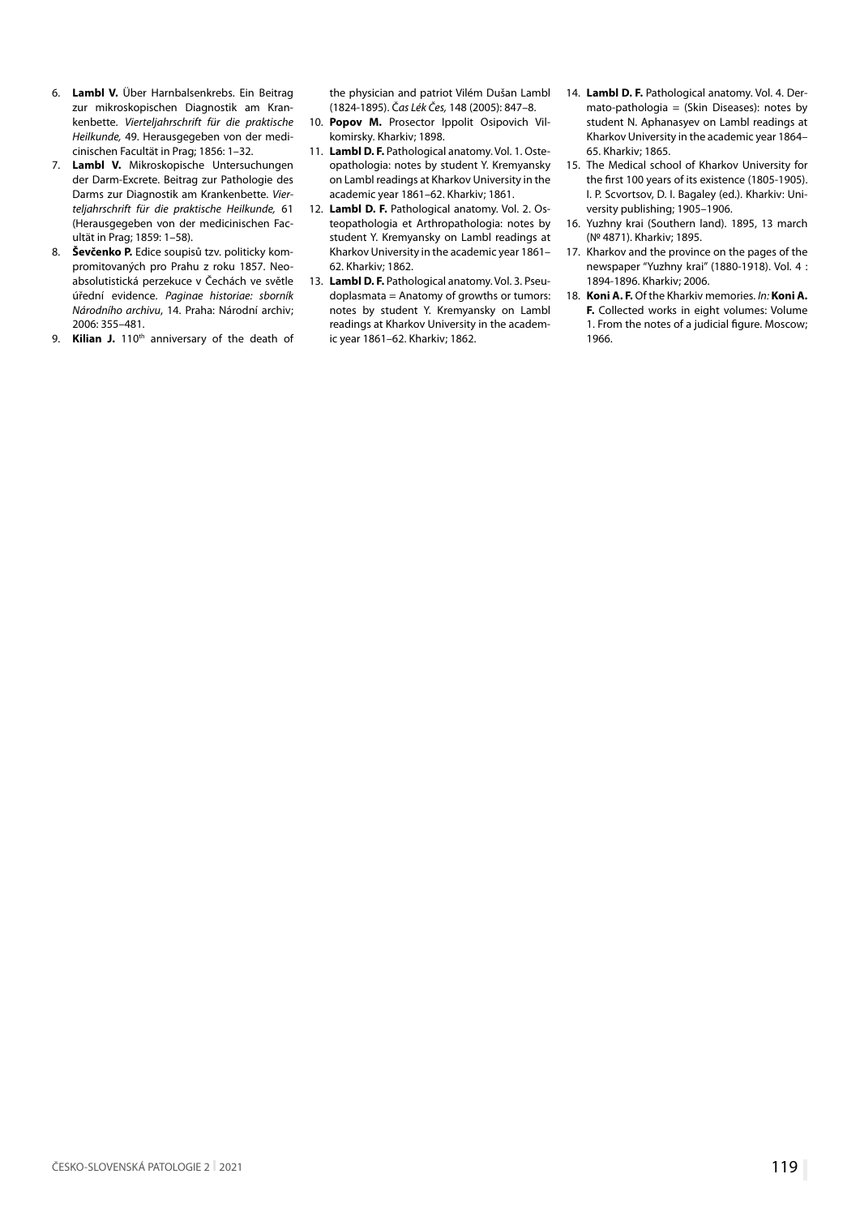6. **Lambl V.** Über Harnbalsenkrebs. Ein Beitrag zur mikroskopischen Diagnostik am Krankenbette. *Vierteljahrschrift für die praktische Heilkunde,* 49. Herausgegeben von der medicinischen Facultät in Prag; 1856: 1–32.
7. **Lambl V.** Mikroskopische Untersuchungen der Darm-Excrete. Beitrag zur Pathologie des Darms zur Diagnostik am Krankenbette. *Vierteljahrschrift für die praktische Heilkunde,* 61 (Herausgegeben von der medicinischen Facultät in Prag; 1859: 1–58).
8. **Ševčenko P.** Edice soupisů tzv. politicky kompromitovaných pro Prahu z roku 1857. Neoabsolutistická perzekuce v Čechách ve světle úřední evidence. *Paginae historiae: sborník Národního archivu*, 14. Praha: Národní archiv; 2006: 355–481.
9. **Kilian J.** 110th anniversary of the death of the physician and patriot Vilém Dušan Lambl (1824-1895). *Čas Lék Čes,* 148 (2005): 847–8.
10. **Popov M.** Prosector Ippolit Osipovich Vilkomirsky. Kharkiv; 1898.
11. **Lambl D. F.** Pathological anatomy. Vol. 1. Osteopathologia: notes by student Y. Kremyansky on Lambl readings at Kharkov University in the academic year 1861–62. Kharkiv; 1861.
12. **Lambl D. F.** Pathological anatomy. Vol. 2. Osteopathologia et Arthropathologia: notes by student Y. Kremyansky on Lambl readings at Kharkov University in the academic year 1861–62. Kharkiv; 1862.
13. **Lambl D. F.** Pathological anatomy. Vol. 3. Pseudoplasmata = Anatomy of growths or tumors: notes by student Y. Kremyansky on Lambl readings at Kharkov University in the academic year 1861–62. Kharkiv; 1862.
14. **Lambl D. F.** Pathological anatomy. Vol. 4. Dermato-pathologia = (Skin Diseases): notes by student N. Aphanasyev on Lambl readings at Kharkov University in the academic year 1864–65. Kharkiv; 1865.
15. The Medical school of Kharkov University for the first 100 years of its existence (1805-1905). I. P. Scvortsov, D. I. Bagaley (ed.). Kharkiv: University publishing; 1905–1906.
16. Yuzhny krai (Southern land). 1895, 13 march (№ 4871). Kharkiv; 1895.
17. Kharkov and the province on the pages of the newspaper "Yuzhny krai" (1880-1918). Vol. 4 : 1894-1896. Kharkiv; 2006.
18. **Koni A. F.** Of the Kharkiv memories. *In:* **Koni A. F.** Collected works in eight volumes: Volume 1. From the notes of a judicial figure. Moscow; 1966.